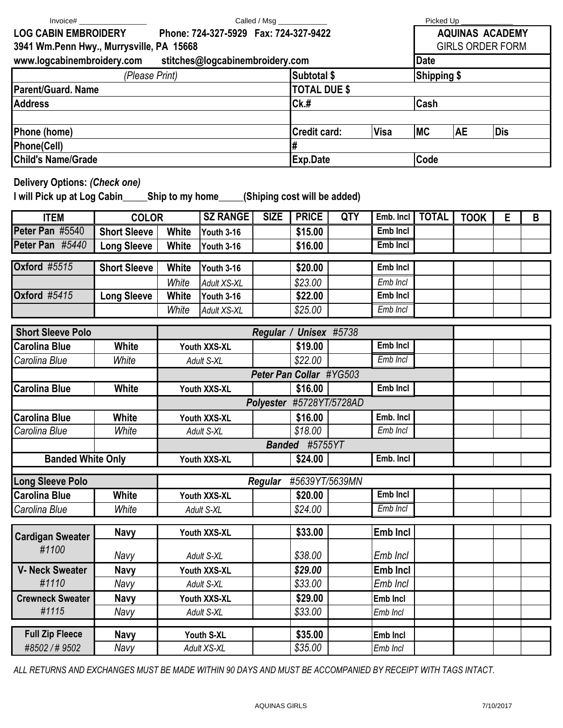Invoice# ________________ Called / Msg ____________ Picked Up ____________

**LOG CABIN EMBROIDERY** Phone: 724-327-5929 Fax: 724-327-9422
**3941 Wm.Penn Hwy., Murrysville, PA 15668**
**www.logcabinembroidery.com stitches@logcabinembroidery.com**

**AQUINAS ACADEMY**
GIRLS ORDER FORM

| *(Please Print)* | Date | | | |
|---|---|---|---|---|
| | Subtotal $ | | Shipping $ | |
| Parent/Guard. Name | TOTAL DUE $ | | | |
| Address | Ck.# | | Cash | |
| | | | | |
| Phone (home) | Credit card: | Visa | MC | AE | Dis |
| Phone(Cell) | # | | | |
| Child's Name/Grade | Exp.Date | | Code | |

**Delivery Options:** *(Check one)*

**I will Pick up at Log Cabin_____Ship to my home_____(Shiping cost will be added)**

| ITEM | COLOR | | SZ RANGE | SIZE | PRICE | QTY | Emb. Incl | TOTAL | TOOK | E | B |
|---|---|---|---|---|---|---|---|---|---|---|---|
| Peter Pan #5540 | Short Sleeve | White | Youth 3-16 | | $15.00 | | Emb Incl | | | | |
| Peter Pan *#5440* | Long Sleeve | White | Youth 3-16 | | $16.00 | | Emb Incl | | | | |
| Oxford *#5515* | Short Sleeve | White | Youth 3-16 | | $20.00 | | Emb Incl | | | | |
| | | *White* | *Adult XS-XL* | | *$23.00* | | *Emb Incl* | | | | |
| Oxford *#5415* | Long Sleeve | White | Youth 3-16 | | $22.00 | | Emb Incl | | | | |
| | | *White* | *Adult XS-XL* | | *$25.00* | | *Emb Incl* | | | | |
| **Short Sleeve Polo** | | ***Regular / Unisex*** *#5738* | | | | | | | | | |
| Carolina Blue | White | Youth XXS-XL | | | $19.00 | | Emb Incl | | | | |
| *Carolina Blue* | *White* | *Adult S-XL* | | | *$22.00* | | *Emb Incl* | | | | |
| | | ***Peter Pan Collar*** *#YG503* | | | | | | | | | |
| Carolina Blue | White | Youth XXS-XL | | | $16.00 | | Emb Incl | | | | |
| | | ***Polyester*** *#5728YT/5728AD* | | | | | | | | | |
| Carolina Blue | White | Youth XXS-XL | | | $16.00 | | Emb. Incl | | | | |
| *Carolina Blue* | *White* | *Adult S-XL* | | | *$18.00* | | *Emb Incl* | | | | |
| | | ***Banded*** *#5755YT* | | | | | | | | | |
| Banded White Only | | Youth XXS-XL | | | $24.00 | | Emb. Incl | | | | |
| **Long Sleeve Polo** | | ***Regular*** *#5639YT/5639MN* | | | | | | | | | |
| Carolina Blue | White | Youth XXS-XL | | | $20.00 | | Emb Incl | | | | |
| *Carolina Blue* | *White* | *Adult S-XL* | | | *$24.00* | | *Emb Incl* | | | | |
| Cardigan Sweater *#1100* | Navy | Youth XXS-XL | | | $33.00 | | Emb Incl | | | | |
| | *Navy* | *Adult S-XL* | | | *$38.00* | | *Emb Incl* | | | | |
| V- Neck Sweater *#1110* | Navy | Youth XXS-XL | | | *$29.00* | | Emb Incl | | | | |
| | *Navy* | *Adult S-XL* | | | *$33.00* | | *Emb Incl* | | | | |
| Crewneck Sweater *#1115* | Navy | Youth XXS-XL | | | $29.00 | | Emb Incl | | | | |
| | *Navy* | *Adult S-XL* | | | *$33.00* | | *Emb Incl* | | | | |
| Full Zip Fleece *#8502 / # 9502* | Navy | Youth S-XL | | | $35.00 | | Emb Incl | | | | |
| | *Navy* | *Adult XS-XL* | | | *$35.00* | | *Emb Incl* | | | | |

*ALL RETURNS AND EXCHANGES MUST BE MADE WITHIN 90 DAYS AND MUST BE ACCOMPANIED BY RECEIPT WITH TAGS INTACT.*

AQUINAS GIRLS 7/10/2017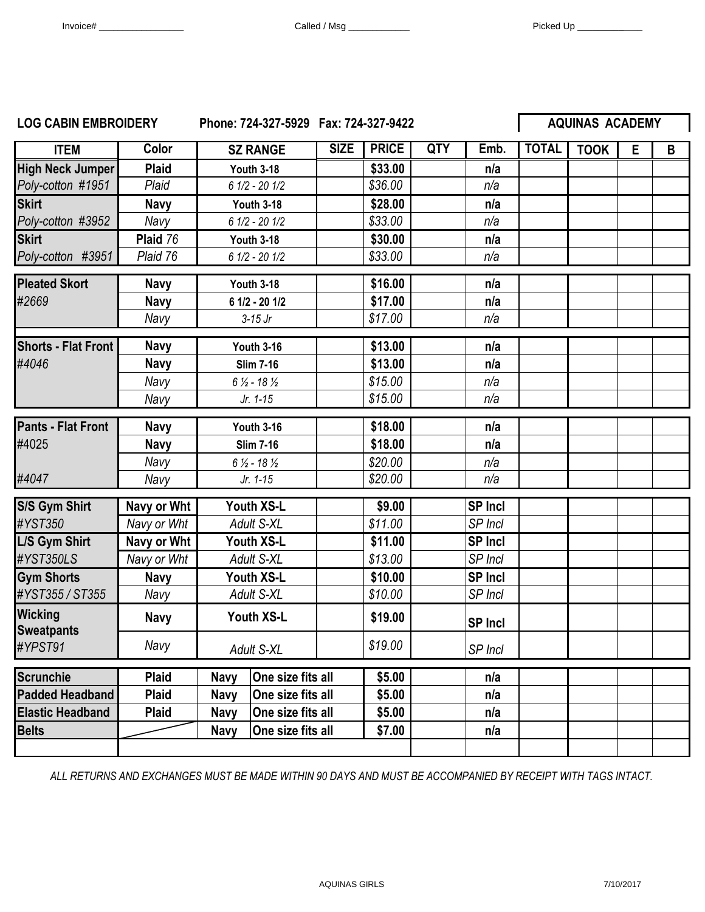Invoice# ________________ Called / Msg ____________ Picked Up _____________

**LOG CABIN EMBROIDERY** **Phone: 724-327-5929 Fax: 724-327-9422** **AQUINAS ACADEMY**

| ITEM | Color | SZ RANGE | | SIZE | PRICE | QTY | Emb. | TOTAL | TOOK | E | B |
|---|---|---|---|---|---|---|---|---|---|---|---|
| **High Neck Jumper** | **Plaid** | **Youth 3-18** | | | **$33.00** | | **n/a** | | | | |
| *Poly-cotton #1951* | *Plaid* | *6 1/2 - 20 1/2* | | | *$36.00* | | *n/a* | | | | |
| **Skirt** | **Navy** | **Youth 3-18** | | | **$28.00** | | **n/a** | | | | |
| *Poly-cotton #3952* | *Navy* | *6 1/2 - 20 1/2* | | | *$33.00* | | *n/a* | | | | |
| **Skirt** | **Plaid** *76* | **Youth 3-18** | | | **$30.00** | | **n/a** | | | | |
| *Poly-cotton #3951* | *Plaid 76* | *6 1/2 - 20 1/2* | | | *$33.00* | | *n/a* | | | | |
| **Pleated Skort** | **Navy** | **Youth 3-18** | | | **$16.00** | | **n/a** | | | | |
| *#2669* | **Navy** | **6 1/2 - 20 1/2** | | | **$17.00** | | **n/a** | | | | |
| | *Navy* | *3-15 Jr* | | | *$17.00* | | *n/a* | | | | |
| **Shorts - Flat Front** | **Navy** | **Youth 3-16** | | | **$13.00** | | **n/a** | | | | |
| *#4046* | **Navy** | **Slim 7-16** | | | **$13.00** | | **n/a** | | | | |
| | *Navy* | *6 ½ - 18 ½* | | | *$15.00* | | *n/a* | | | | |
| | *Navy* | *Jr. 1-15* | | | *$15.00* | | *n/a* | | | | |
| **Pants - Flat Front** | **Navy** | **Youth 3-16** | | | **$18.00** | | **n/a** | | | | |
| #4025 | **Navy** | **Slim 7-16** | | | **$18.00** | | **n/a** | | | | |
| | *Navy* | *6 ½ - 18 ½* | | | *$20.00* | | *n/a* | | | | |
| *#4047* | *Navy* | *Jr. 1-15* | | | *$20.00* | | *n/a* | | | | |
| **S/S Gym Shirt** | **Navy or Wht** | **Youth XS-L** | | | **$9.00** | | **SP Incl** | | | | |
| *#YST350* | *Navy or Wht* | *Adult S-XL* | | | *$11.00* | | *SP Incl* | | | | |
| **L/S Gym Shirt** | **Navy or Wht** | **Youth XS-L** | | | **$11.00** | | **SP Incl** | | | | |
| *#YST350LS* | *Navy or Wht* | *Adult S-XL* | | | *$13.00* | | *SP Incl* | | | | |
| **Gym Shorts** | **Navy** | **Youth XS-L** | | | **$10.00** | | **SP Incl** | | | | |
| *#YST355 / ST355* | *Navy* | *Adult S-XL* | | | *$10.00* | | *SP Incl* | | | | |
| **Wicking Sweatpants** | **Navy** | **Youth XS-L** | | | **$19.00** | | **SP Incl** | | | | |
| *#YPST91* | *Navy* | *Adult S-XL* | | | *$19.00* | | *SP Incl* | | | | |
| **Scrunchie** | **Plaid** | **Navy** | **One size fits all** | | **$5.00** | | **n/a** | | | | |
| **Padded Headband** | **Plaid** | **Navy** | **One size fits all** | | **$5.00** | | **n/a** | | | | |
| **Elastic Headband** | **Plaid** | **Navy** | **One size fits all** | | **$5.00** | | **n/a** | | | | |
| **Belts** | | **Navy** | **One size fits all** | | **$7.00** | | **n/a** | | | | |
| | | | | | | | | | | | |

*ALL RETURNS AND EXCHANGES MUST BE MADE WITHIN 90 DAYS AND MUST BE ACCOMPANIED BY RECEIPT WITH TAGS INTACT.*

AQUINAS GIRLS 7/10/2017